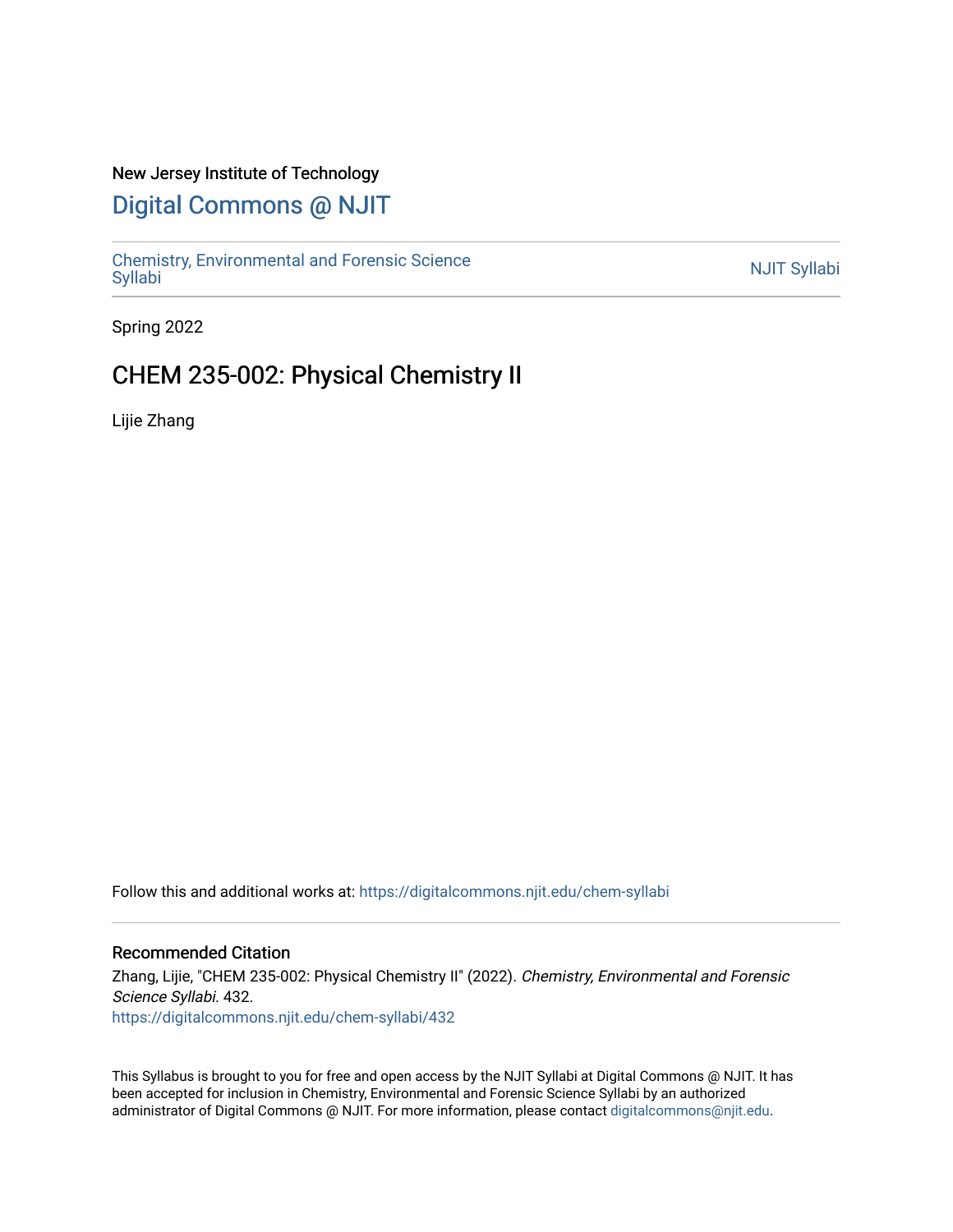New Jersey Institute of Technology

# Digital Commons @ NJIT

Chemistry, Environmental and Forensic Science Syllabi

NJIT Syllabi

Spring 2022

## CHEM 235-002: Physical Chemistry II

Lijie Zhang

Follow this and additional works at: https://digitalcommons.njit.edu/chem-syllabi

### Recommended Citation

Zhang, Lijie, "CHEM 235-002: Physical Chemistry II" (2022). *Chemistry, Environmental and Forensic Science Syllabi*. 432.
https://digitalcommons.njit.edu/chem-syllabi/432

This Syllabus is brought to you for free and open access by the NJIT Syllabi at Digital Commons @ NJIT. It has been accepted for inclusion in Chemistry, Environmental and Forensic Science Syllabi by an authorized administrator of Digital Commons @ NJIT. For more information, please contact digitalcommons@njit.edu.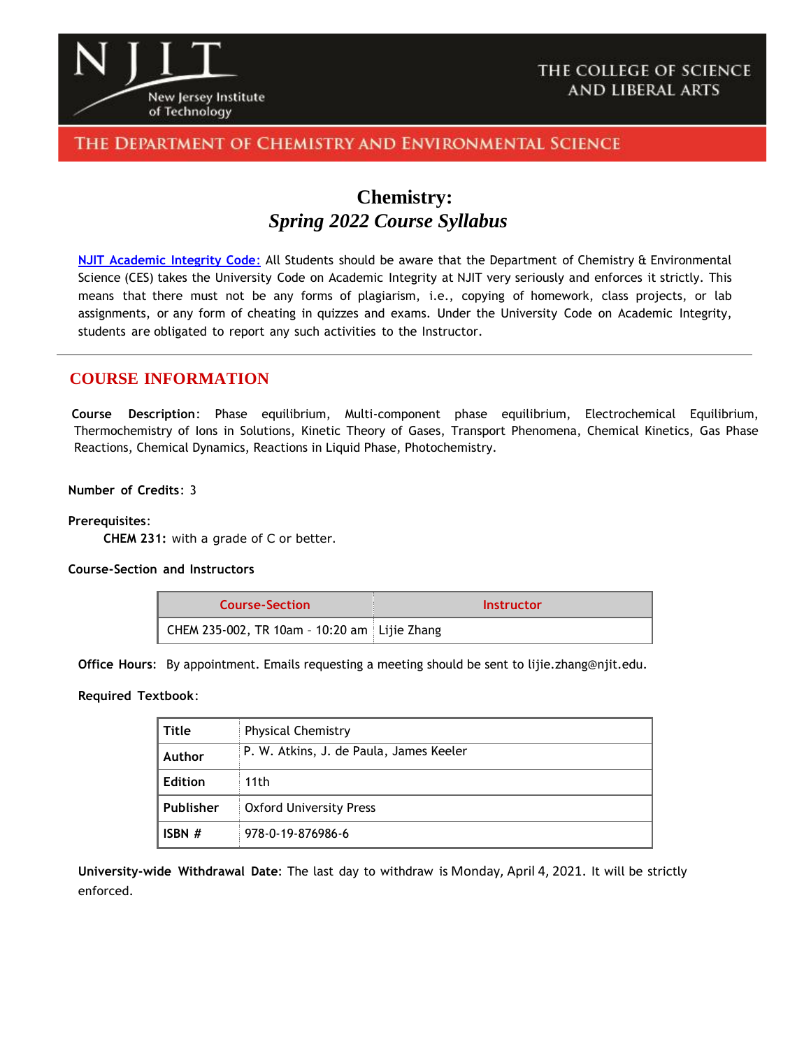THE COLLEGE OF SCIENCE AND LIBERAL ARTS

THE DEPARTMENT OF CHEMISTRY AND ENVIRONMENTAL SCIENCE

# Chemistry:
## *Spring 2022 Course Syllabus*

NJIT Academic Integrity Code: All Students should be aware that the Department of Chemistry & Environmental Science (CES) takes the University Code on Academic Integrity at NJIT very seriously and enforces it strictly. This means that there must not be any forms of plagiarism, i.e., copying of homework, class projects, or lab assignments, or any form of cheating in quizzes and exams. Under the University Code on Academic Integrity, students are obligated to report any such activities to the Instructor.

---

## COURSE INFORMATION

**Course Description**: Phase equilibrium, Multi-component phase equilibrium, Electrochemical Equilibrium, Thermochemistry of Ions in Solutions, Kinetic Theory of Gases, Transport Phenomena, Chemical Kinetics, Gas Phase Reactions, Chemical Dynamics, Reactions in Liquid Phase, Photochemistry.

**Number of Credits**: 3

**Prerequisites**:

**CHEM 231:** with a grade of C or better.

**Course-Section and Instructors**

| Course-Section | Instructor |
|---|---|
| CHEM 235-002, TR 10am – 10:20 am | Lijie Zhang |

**Office Hours**: By appointment. Emails requesting a meeting should be sent to lijie.zhang@njit.edu.

**Required Textbook**:

| | |
|---|---|
| **Title** | Physical Chemistry |
| **Author** | P. W. Atkins, J. de Paula, James Keeler |
| **Edition** | 11th |
| **Publisher** | Oxford University Press |
| **ISBN #** | 978-0-19-876986-6 |

**University-wide Withdrawal Date**: The last day to withdraw is Monday, April 4, 2021. It will be strictly enforced.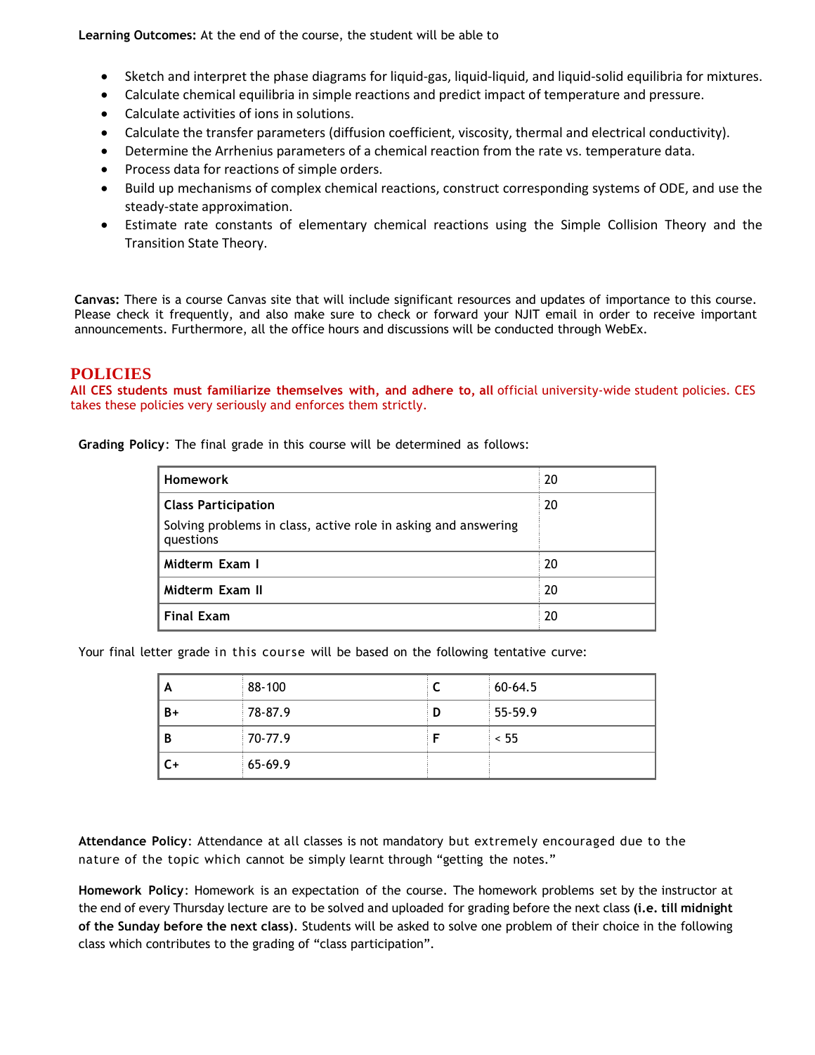**Learning Outcomes:** At the end of the course, the student will be able to

- Sketch and interpret the phase diagrams for liquid-gas, liquid-liquid, and liquid-solid equilibria for mixtures.
- Calculate chemical equilibria in simple reactions and predict impact of temperature and pressure.
- Calculate activities of ions in solutions.
- Calculate the transfer parameters (diffusion coefficient, viscosity, thermal and electrical conductivity).
- Determine the Arrhenius parameters of a chemical reaction from the rate vs. temperature data.
- Process data for reactions of simple orders.
- Build up mechanisms of complex chemical reactions, construct corresponding systems of ODE, and use the steady-state approximation.
- Estimate rate constants of elementary chemical reactions using the Simple Collision Theory and the Transition State Theory.

**Canvas:** There is a course Canvas site that will include significant resources and updates of importance to this course. Please check it frequently, and also make sure to check or forward your NJIT email in order to receive important announcements. Furthermore, all the office hours and discussions will be conducted through WebEx.

## POLICIES

**All CES students must familiarize themselves with, and adhere to, all** official university-wide student policies. CES takes these policies very seriously and enforces them strictly.

**Grading Policy**: The final grade in this course will be determined as follows:

| | |
|---|---|
| **Homework** | 20 |
| **Class Participation** Solving problems in class, active role in asking and answering questions | 20 |
| **Midterm Exam I** | 20 |
| **Midterm Exam II** | 20 |
| **Final Exam** | 20 |

Your final letter grade in this course will be based on the following tentative curve:

| | | | |
|---|---|---|---|
| **A** | 88-100 | **C** | 60-64.5 |
| **B+** | 78-87.9 | **D** | 55-59.9 |
| **B** | 70-77.9 | **F** | < 55 |
| **C+** | 65-69.9 | | |

**Attendance Policy**: Attendance at all classes is not mandatory but extremely encouraged due to the nature of the topic which cannot be simply learnt through "getting the notes."

**Homework Policy**: Homework is an expectation of the course. The homework problems set by the instructor at the end of every Thursday lecture are to be solved and uploaded for grading before the next class **(i.e. till midnight of the Sunday before the next class)**. Students will be asked to solve one problem of their choice in the following class which contributes to the grading of "class participation".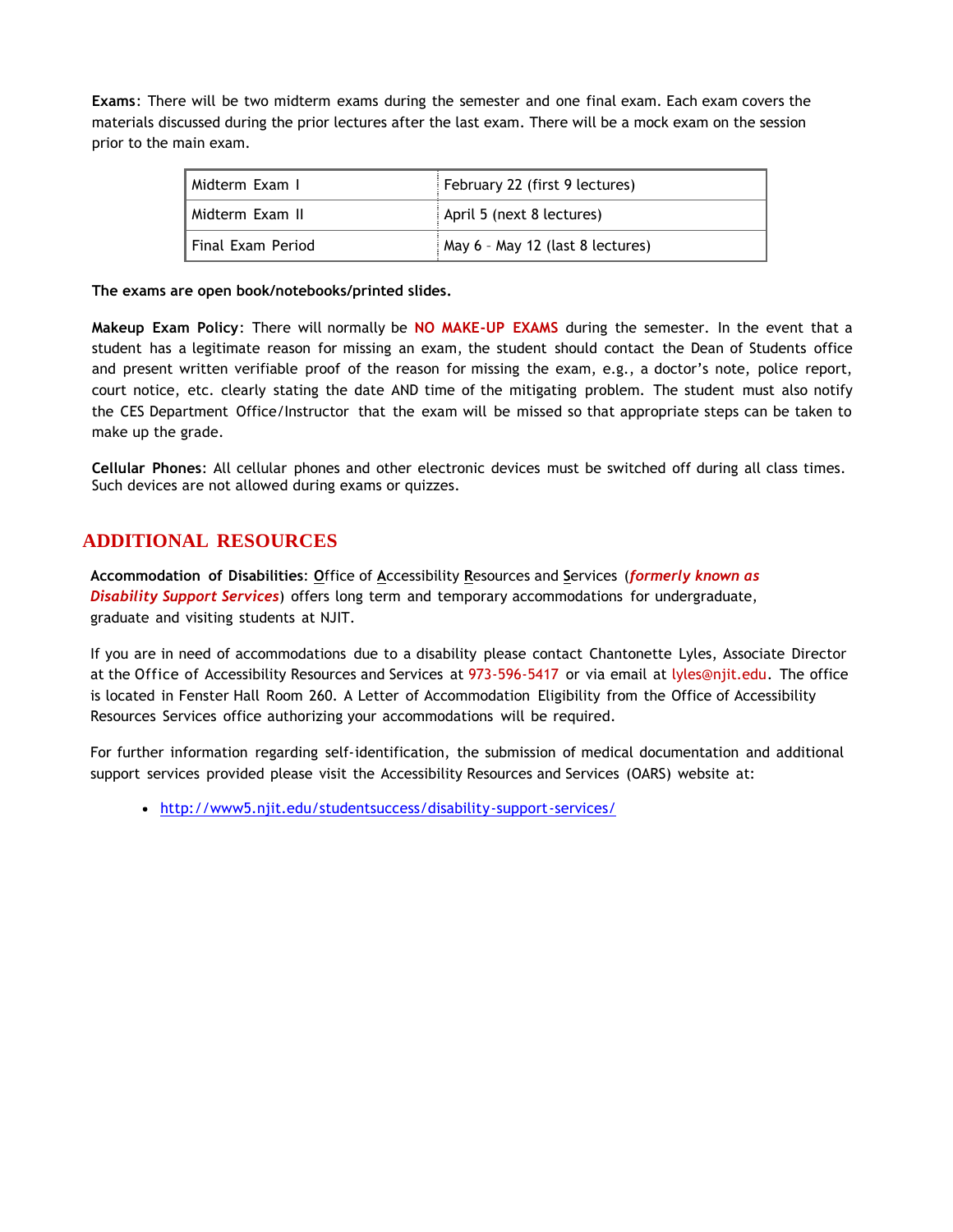**Exams**: There will be two midterm exams during the semester and one final exam. Each exam covers the materials discussed during the prior lectures after the last exam. There will be a mock exam on the session prior to the main exam.

| Midterm Exam I | February 22 (first 9 lectures) |
|---|---|
| Midterm Exam II | April 5 (next 8 lectures) |
| Final Exam Period | May 6 – May 12 (last 8 lectures) |

**The exams are open book/notebooks/printed slides.**

**Makeup Exam Policy**: There will normally be **NO MAKE-UP EXAMS** during the semester. In the event that a student has a legitimate reason for missing an exam, the student should contact the Dean of Students office and present written verifiable proof of the reason for missing the exam, e.g., a doctor's note, police report, court notice, etc. clearly stating the date AND time of the mitigating problem. The student must also notify the CES Department Office/Instructor that the exam will be missed so that appropriate steps can be taken to make up the grade.

**Cellular Phones**: All cellular phones and other electronic devices must be switched off during all class times. Such devices are not allowed during exams or quizzes.

## ADDITIONAL RESOURCES

**Accommodation of Disabilities**: Office of Accessibility Resources and Services (***formerly known as Disability Support Services***) offers long term and temporary accommodations for undergraduate, graduate and visiting students at NJIT.

If you are in need of accommodations due to a disability please contact Chantonette Lyles, Associate Director at the Office of Accessibility Resources and Services at 973-596-5417 or via email at lyles@njit.edu. The office is located in Fenster Hall Room 260. A Letter of Accommodation Eligibility from the Office of Accessibility Resources Services office authorizing your accommodations will be required.

For further information regarding self-identification, the submission of medical documentation and additional support services provided please visit the Accessibility Resources and Services (OARS) website at:

- http://www5.njit.edu/studentsuccess/disability-support-services/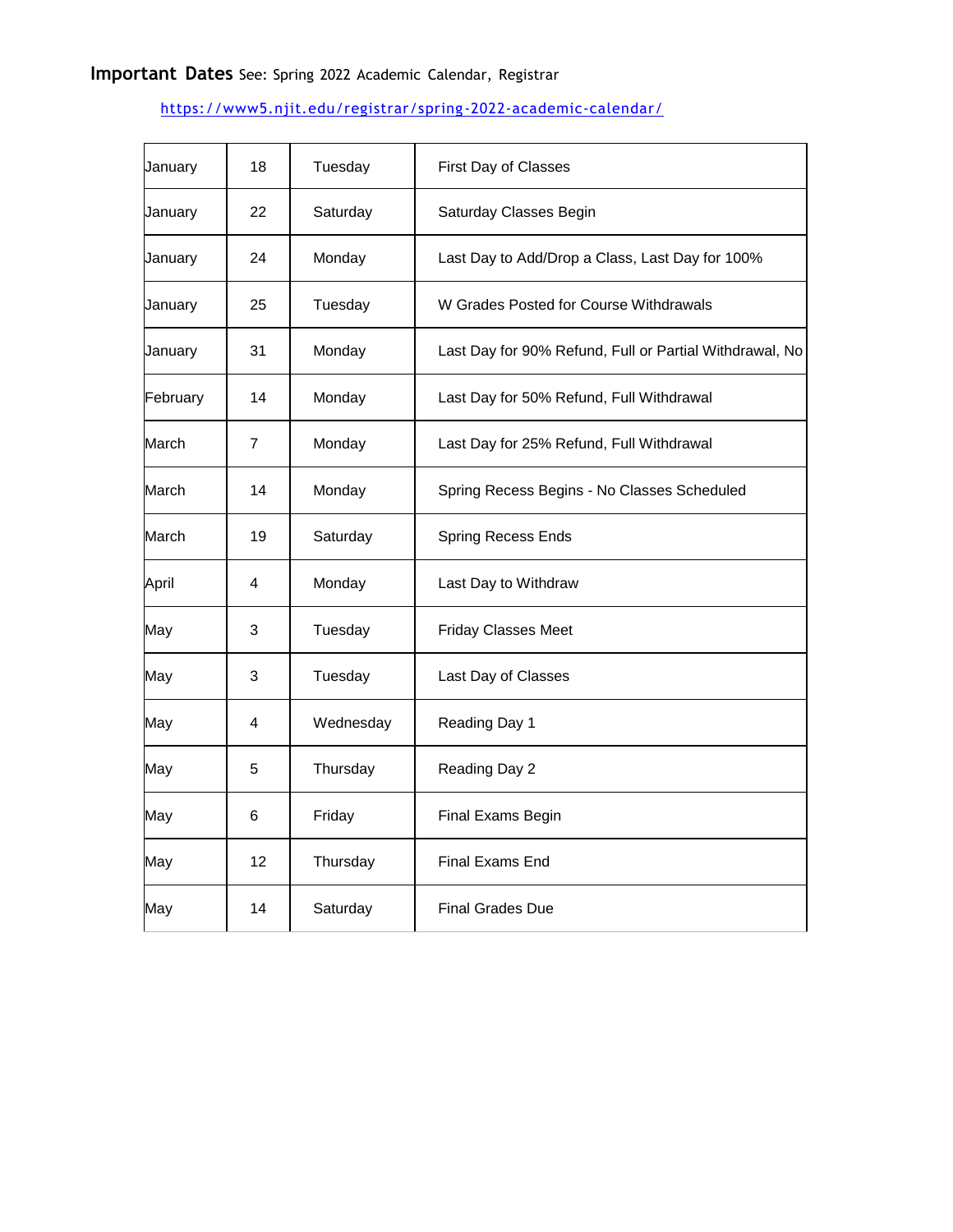**Important Dates** See: Spring 2022 Academic Calendar, Registrar

https://www5.njit.edu/registrar/spring-2022-academic-calendar/

| | | | |
|---|---|---|---|
| January | 18 | Tuesday | First Day of Classes |
| January | 22 | Saturday | Saturday Classes Begin |
| January | 24 | Monday | Last Day to Add/Drop a Class, Last Day for 100% |
| January | 25 | Tuesday | W Grades Posted for Course Withdrawals |
| January | 31 | Monday | Last Day for 90% Refund, Full or Partial Withdrawal, No |
| February | 14 | Monday | Last Day for 50% Refund, Full Withdrawal |
| March | 7 | Monday | Last Day for 25% Refund, Full Withdrawal |
| March | 14 | Monday | Spring Recess Begins - No Classes Scheduled |
| March | 19 | Saturday | Spring Recess Ends |
| April | 4 | Monday | Last Day to Withdraw |
| May | 3 | Tuesday | Friday Classes Meet |
| May | 3 | Tuesday | Last Day of Classes |
| May | 4 | Wednesday | Reading Day 1 |
| May | 5 | Thursday | Reading Day 2 |
| May | 6 | Friday | Final Exams Begin |
| May | 12 | Thursday | Final Exams End |
| May | 14 | Saturday | Final Grades Due |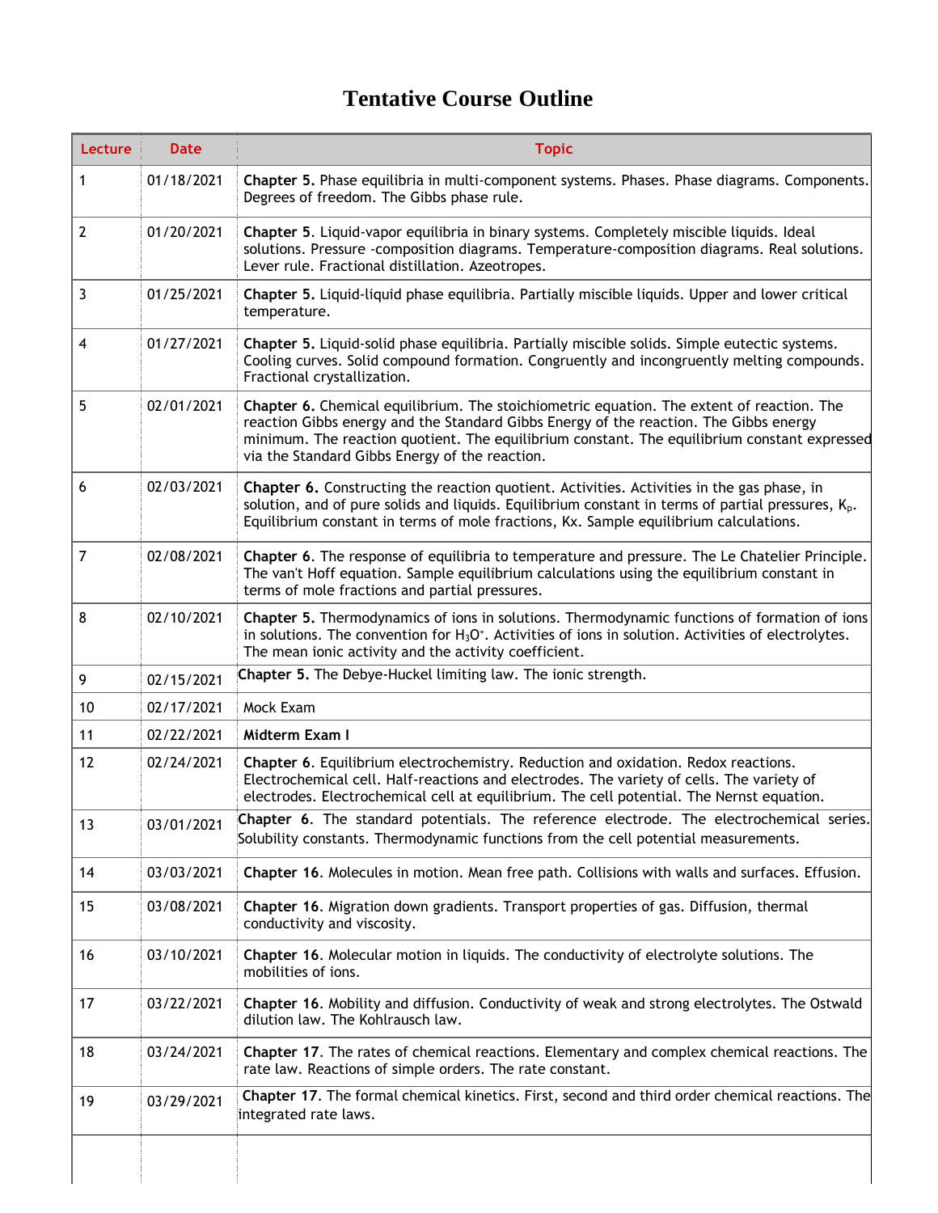# Tentative Course Outline

| Lecture | Date | Topic |
|---|---|---|
| 1 | 01/18/2021 | **Chapter 5.** Phase equilibria in multi-component systems. Phases. Phase diagrams. Components. Degrees of freedom. The Gibbs phase rule. |
| 2 | 01/20/2021 | **Chapter 5**. Liquid-vapor equilibria in binary systems. Completely miscible liquids. Ideal solutions. Pressure -composition diagrams. Temperature-composition diagrams. Real solutions. Lever rule. Fractional distillation. Azeotropes. |
| 3 | 01/25/2021 | **Chapter 5.** Liquid-liquid phase equilibria. Partially miscible liquids. Upper and lower critical temperature. |
| 4 | 01/27/2021 | **Chapter 5.** Liquid-solid phase equilibria. Partially miscible solids. Simple eutectic systems. Cooling curves. Solid compound formation. Congruently and incongruently melting compounds. Fractional crystallization. |
| 5 | 02/01/2021 | **Chapter 6.** Chemical equilibrium. The stoichiometric equation. The extent of reaction. The reaction Gibbs energy and the Standard Gibbs Energy of the reaction. The Gibbs energy minimum. The reaction quotient. The equilibrium constant. The equilibrium constant expressed via the Standard Gibbs Energy of the reaction. |
| 6 | 02/03/2021 | **Chapter 6.** Constructing the reaction quotient. Activities. Activities in the gas phase, in solution, and of pure solids and liquids. Equilibrium constant in terms of partial pressures, $K_p$. Equilibrium constant in terms of mole fractions, Kx. Sample equilibrium calculations. |
| 7 | 02/08/2021 | **Chapter 6**. The response of equilibria to temperature and pressure. The Le Chatelier Principle. The van't Hoff equation. Sample equilibrium calculations using the equilibrium constant in terms of mole fractions and partial pressures. |
| 8 | 02/10/2021 | **Chapter 5.** Thermodynamics of ions in solutions. Thermodynamic functions of formation of ions in solutions. The convention for $H_3O^+$. Activities of ions in solution. Activities of electrolytes. The mean ionic activity and the activity coefficient. |
| 9 | 02/15/2021 | **Chapter 5.** The Debye-Huckel limiting law. The ionic strength. |
| 10 | 02/17/2021 | Mock Exam |
| 11 | 02/22/2021 | **Midterm Exam I** |
| 12 | 02/24/2021 | **Chapter 6**. Equilibrium electrochemistry. Reduction and oxidation. Redox reactions. Electrochemical cell. Half-reactions and electrodes. The variety of cells. The variety of electrodes. Electrochemical cell at equilibrium. The cell potential. The Nernst equation. |
| 13 | 03/01/2021 | **Chapter 6**. The standard potentials. The reference electrode. The electrochemical series. Solubility constants. Thermodynamic functions from the cell potential measurements. |
| 14 | 03/03/2021 | **Chapter 16**. Molecules in motion. Mean free path. Collisions with walls and surfaces. Effusion. |
| 15 | 03/08/2021 | **Chapter 16**. Migration down gradients. Transport properties of gas. Diffusion, thermal conductivity and viscosity. |
| 16 | 03/10/2021 | **Chapter 16**. Molecular motion in liquids. The conductivity of electrolyte solutions. The mobilities of ions. |
| 17 | 03/22/2021 | **Chapter 16**. Mobility and diffusion. Conductivity of weak and strong electrolytes. The Ostwald dilution law. The Kohlrausch law. |
| 18 | 03/24/2021 | **Chapter 17**. The rates of chemical reactions. Elementary and complex chemical reactions. The rate law. Reactions of simple orders. The rate constant. |
| 19 | 03/29/2021 | **Chapter 17**. The formal chemical kinetics. First, second and third order chemical reactions. The integrated rate laws. |
| | | |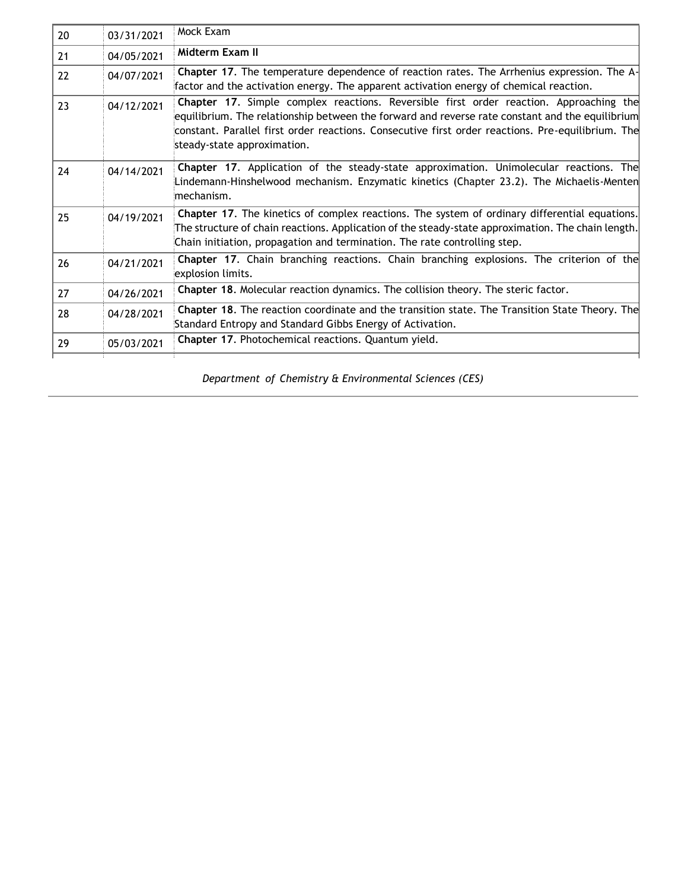| | | |
|---|---|---|
| 20 | 03/31/2021 | Mock Exam |
| 21 | 04/05/2021 | **Midterm Exam II** |
| 22 | 04/07/2021 | **Chapter 17**. The temperature dependence of reaction rates. The Arrhenius expression. The A-factor and the activation energy. The apparent activation energy of chemical reaction. |
| 23 | 04/12/2021 | **Chapter 17**. Simple complex reactions. Reversible first order reaction. Approaching the equilibrium. The relationship between the forward and reverse rate constant and the equilibrium constant. Parallel first order reactions. Consecutive first order reactions. Pre-equilibrium. The steady-state approximation. |
| 24 | 04/14/2021 | **Chapter 17**. Application of the steady-state approximation. Unimolecular reactions. The Lindemann-Hinshelwood mechanism. Enzymatic kinetics (Chapter 23.2). The Michaelis-Menten mechanism. |
| 25 | 04/19/2021 | **Chapter 17**. The kinetics of complex reactions. The system of ordinary differential equations. The structure of chain reactions. Application of the steady-state approximation. The chain length. Chain initiation, propagation and termination. The rate controlling step. |
| 26 | 04/21/2021 | **Chapter 17**. Chain branching reactions. Chain branching explosions. The criterion of the explosion limits. |
| 27 | 04/26/2021 | **Chapter 18**. Molecular reaction dynamics. The collision theory. The steric factor. |
| 28 | 04/28/2021 | **Chapter 18**. The reaction coordinate and the transition state. The Transition State Theory. The Standard Entropy and Standard Gibbs Energy of Activation. |
| 29 | 05/03/2021 | **Chapter 17**. Photochemical reactions. Quantum yield. |